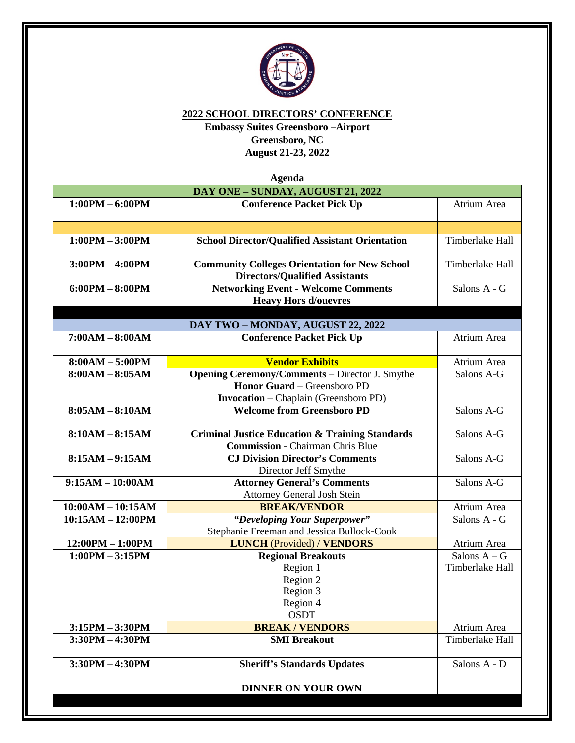**2022 SCHOOL DIRECTORS' CONFERENCE**

**Embassy Suites Greensboro –Airport**

**Greensboro, NC**

**August 21-23, 2022**

**Agenda**

| DAY ONE – SUNDAY, AUGUST 21, 2022 | | |
|---|---|---|
| **1:00PM – 6:00PM** | **Conference Packet Pick Up** | Atrium Area |
| | | |
| **1:00PM – 3:00PM** | **School Director/Qualified Assistant Orientation** | Timberlake Hall |
| **3:00PM – 4:00PM** | **Community Colleges Orientation for New School Directors/Qualified Assistants** | Timberlake Hall |
| **6:00PM – 8:00PM** | **Networking Event - Welcome Comments**<br>**Heavy Hors d/ouevres** | Salons A - G |
| | | |
| **DAY TWO – MONDAY, AUGUST 22, 2022** | | |
| **7:00AM – 8:00AM** | **Conference Packet Pick Up** | Atrium Area |
| **8:00AM – 5:00PM** | **Vendor Exhibits** | Atrium Area |
| **8:00AM – 8:05AM** | **Opening Ceremony/Comments** – Director J. Smythe<br>**Honor Guard** – Greensboro PD<br>**Invocation** – Chaplain (Greensboro PD) | Salons A-G |
| **8:05AM – 8:10AM** | **Welcome from Greensboro PD** | Salons A-G |
| **8:10AM – 8:15AM** | **Criminal Justice Education & Training Standards Commission** - Chairman Chris Blue | Salons A-G |
| **8:15AM – 9:15AM** | **CJ Division Director's Comments**<br>Director Jeff Smythe | Salons A-G |
| **9:15AM – 10:00AM** | **Attorney General's Comments**<br>Attorney General Josh Stein | Salons A-G |
| **10:00AM – 10:15AM** | **BREAK/VENDOR** | Atrium Area |
| **10:15AM – 12:00PM** | ***"Developing Your Superpower"***<br>Stephanie Freeman and Jessica Bullock-Cook | Salons A - G |
| **12:00PM – 1:00PM** | **LUNCH** (Provided) / **VENDORS** | Atrium Area |
| **1:00PM – 3:15PM** | **Regional Breakouts**<br>Region 1<br>Region 2<br>Region 3<br>Region 4<br>OSDT | Salons A – G<br>Timberlake Hall |
| **3:15PM – 3:30PM** | **BREAK / VENDORS** | Atrium Area |
| **3:30PM – 4:30PM** | **SMI Breakout** | Timberlake Hall |
| **3:30PM – 4:30PM** | **Sheriff's Standards Updates** | Salons A - D |
| | **DINNER ON YOUR OWN** | |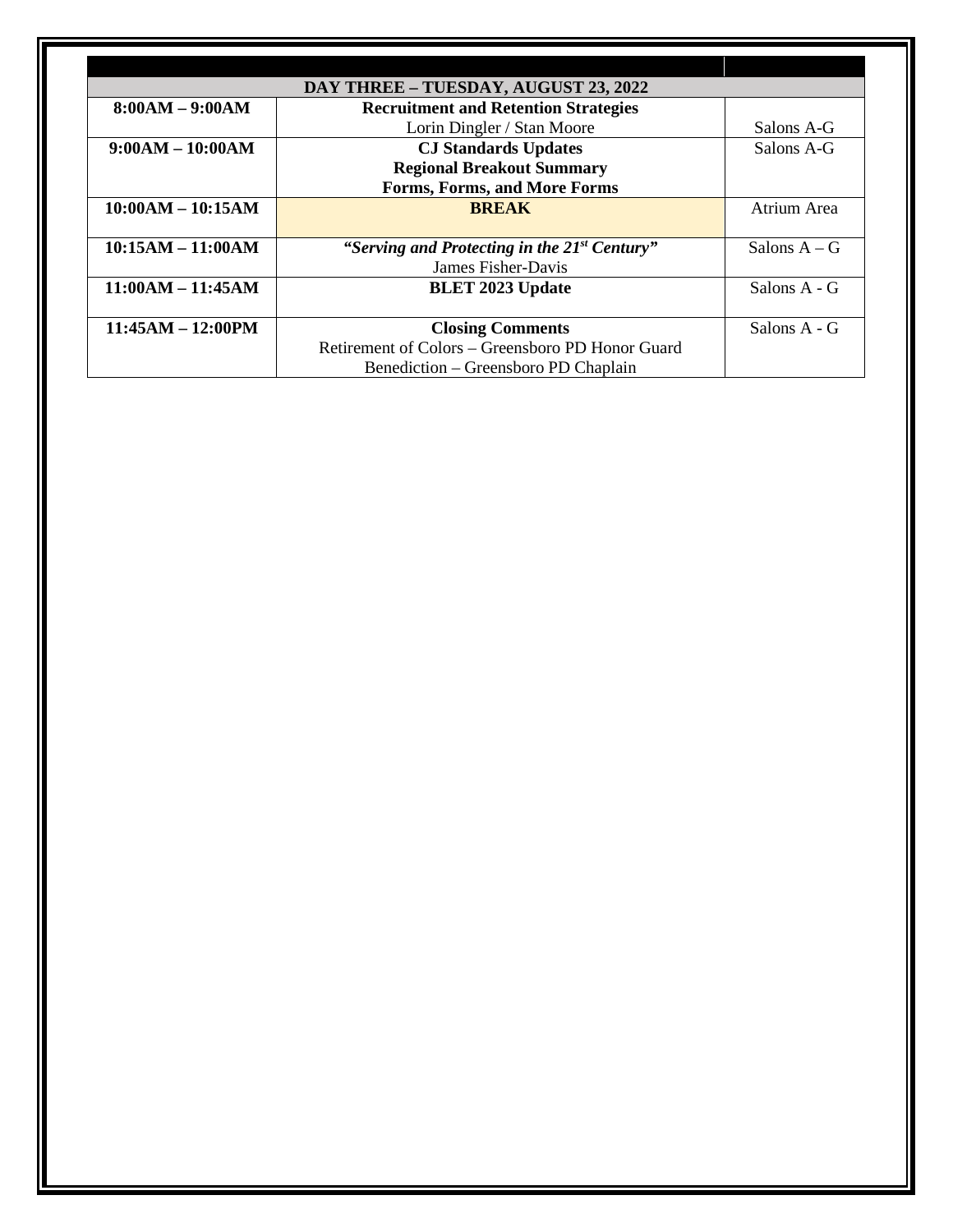| | | |
|---|---|---|
| **DAY THREE – TUESDAY, AUGUST 23, 2022** | | |
| **8:00AM – 9:00AM** | **Recruitment and Retention Strategies**<br>Lorin Dingler / Stan Moore | Salons A-G |
| **9:00AM – 10:00AM** | **CJ Standards Updates**<br>**Regional Breakout Summary**<br>**Forms, Forms, and More Forms** | Salons A-G |
| **10:00AM – 10:15AM** | **BREAK** | Atrium Area |
| **10:15AM – 11:00AM** | ***"Serving and Protecting in the 21st Century"***<br>James Fisher-Davis | Salons A – G |
| **11:00AM – 11:45AM** | **BLET 2023 Update** | Salons A - G |
| **11:45AM – 12:00PM** | **Closing Comments**<br>Retirement of Colors – Greensboro PD Honor Guard<br>Benediction – Greensboro PD Chaplain | Salons A - G |